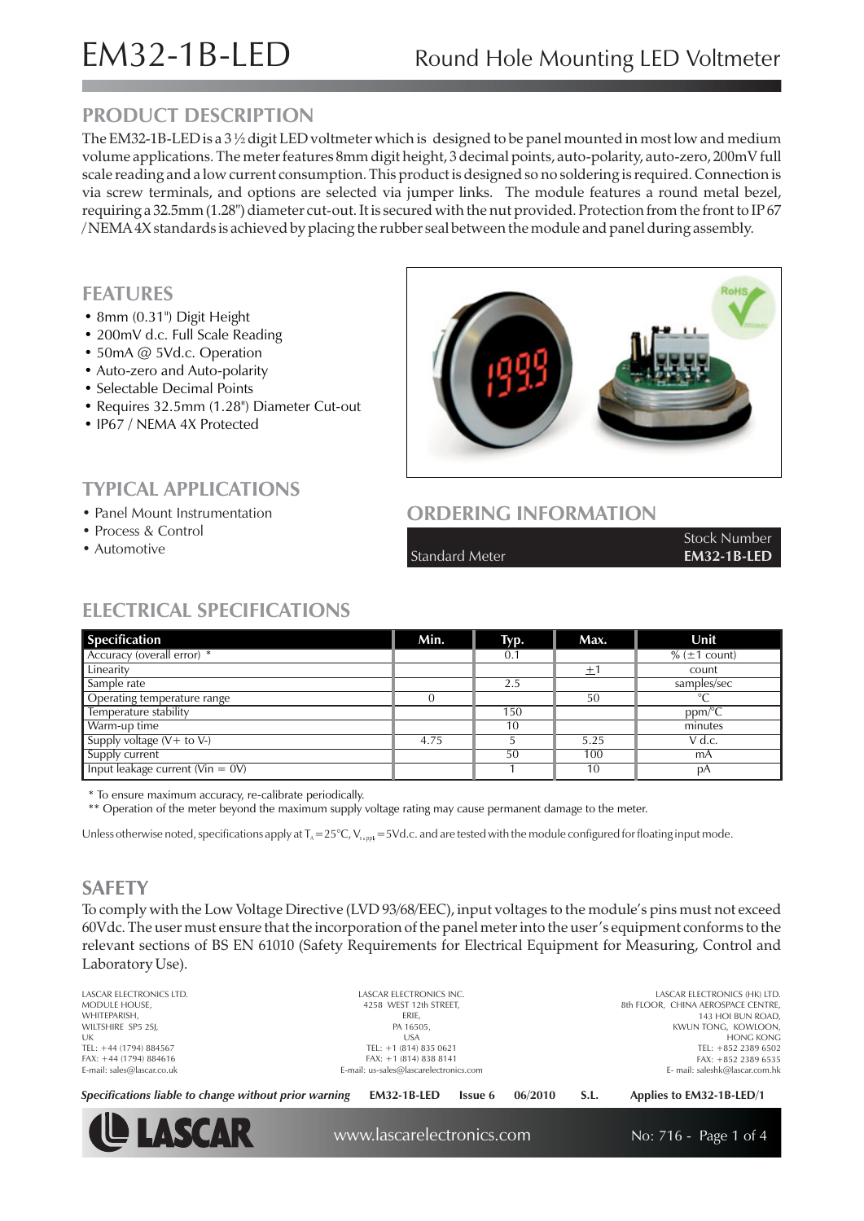# EM32-1B-LED

## Round Hole Mounting LED Voltmeter

## PRODUCT DESCRIPTION

The EM32-1B-LED is a 3 ½ digit LED voltmeter which is designed to be panel mounted in most low and medium volume applications. The meter features 8mm digit height, 3 decimal points, auto-polarity, auto-zero, 200mV full scale reading and a low current consumption. This product is designed so no soldering is required. Connection is via screw terminals, and options are selected via jumper links. The module features a round metal bezel, requiring a 32.5mm (1.28") diameter cut-out. It is secured with the nut provided. Protection from the front to IP 67 / NEMA 4X standards is achieved by placing the rubber seal between the module and panel during assembly.

## FEATURES

- 8mm (0.31") Digit Height
- 200mV d.c. Full Scale Reading
- 50mA @ 5Vd.c. Operation
- Auto-zero and Auto-polarity
- Selectable Decimal Points
- Requires 32.5mm (1.28") Diameter Cut-out
- IP67 / NEMA 4X Protected

## TYPICAL APPLICATIONS

- Panel Mount Instrumentation
- Process & Control
- Automotive

## ORDERING INFORMATION

| | Stock Number |
|---|---|
| Standard Meter | **EM32-1B-LED** |

## ELECTRICAL SPECIFICATIONS

| Specification | Min. | Typ. | Max. | Unit |
|---|---|---|---|---|
| Accuracy (overall error) * | | 0.1 | | % (±1 count) |
| Linearity | | | ±1 | count |
| Sample rate | | 2.5 | | samples/sec |
| Operating temperature range | 0 | | 50 | °C |
| Temperature stability | | 150 | | ppm/°C |
| Warm-up time | | 10 | | minutes |
| Supply voltage (V+ to V-) | 4.75 | 5 | 5.25 | V d.c. |
| Supply current | | 50 | 100 | mA |
| Input leakage current (Vin = 0V) | | 1 | 10 | pA |

\* To ensure maximum accuracy, re-calibrate periodically.
\*\* Operation of the meter beyond the maximum supply voltage rating may cause permanent damage to the meter.

Unless otherwise noted, specifications apply at $T_A$=25°C, $V_{supply}$=5Vd.c. and are tested with the module configured for floating input mode.

## SAFETY

To comply with the Low Voltage Directive (LVD 93/68/EEC), input voltages to the module's pins must not exceed 60Vdc. The user must ensure that the incorporation of the panel meter into the user's equipment conforms to the relevant sections of BS EN 61010 (Safety Requirements for Electrical Equipment for Measuring, Control and Laboratory Use).

LASCAR ELECTRONICS LTD.
MODULE HOUSE,
WHITEPARISH,
WILTSHIRE SP5 2SJ,
UK
TEL: +44 (1794) 884567
FAX: +44 (1794) 884616
E-mail: sales@lascar.co.uk

LASCAR ELECTRONICS INC.
4258 WEST 12th STREET,
ERIE,
PA 16505,
USA
TEL: +1 (814) 835 0621
FAX: +1 (814) 838 8141
E-mail: us-sales@lascarelectronics.com

LASCAR ELECTRONICS (HK) LTD.
8th FLOOR, CHINA AEROSPACE CENTRE,
143 HOI BUN ROAD,
KWUN TONG, KOWLOON,
HONG KONG
TEL: +852 2389 6502
FAX: +852 2389 6535
E- mail: saleshk@lascar.com.hk

*Specifications liable to change without prior warning* **EM32-1B-LED Issue 6 06/2010 S.L. Applies to EM32-1B-LED/1**

www.lascarelectronics.com

No: 716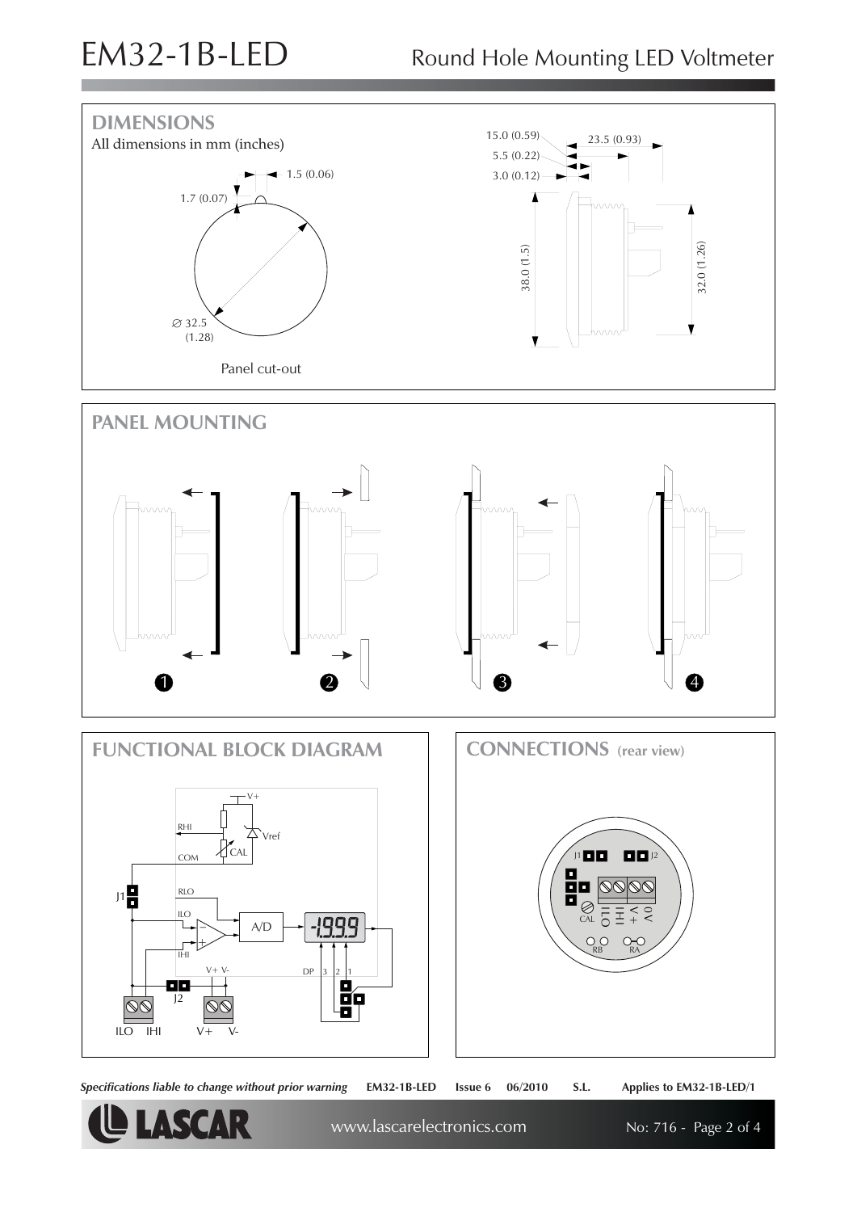## DIMENSIONS

All dimensions in mm (inches)

1.5 (0.06)

1.7 (0.07)

∅ 32.5 (1.28)

Panel cut-out

15.0 (0.59)

23.5 (0.93)

5.5 (0.22)

3.0 (0.12)

38.0 (1.5)

32.0 (1.26)

## PANEL MOUNTING

❶ ❷ ❸ ❹

## FUNCTIONAL BLOCK DIAGRAM

V+

RHI

Vref

CAL

COM

J1

RLO

ILO

A/D

-1.99.9

IHI

V+ V-

DP 3 2 1

J2

ILO IHI V+ V-

## CONNECTIONS (rear view)

J1 J2

CAL

I LO

I HI

V +

0 V

RB RA

*Specifications liable to change without prior warning* **EM32-1B-LED Issue 6 06/2010 S.L. Applies to EM32-1B-LED/1**

www.lascarelectronics.com

No: 716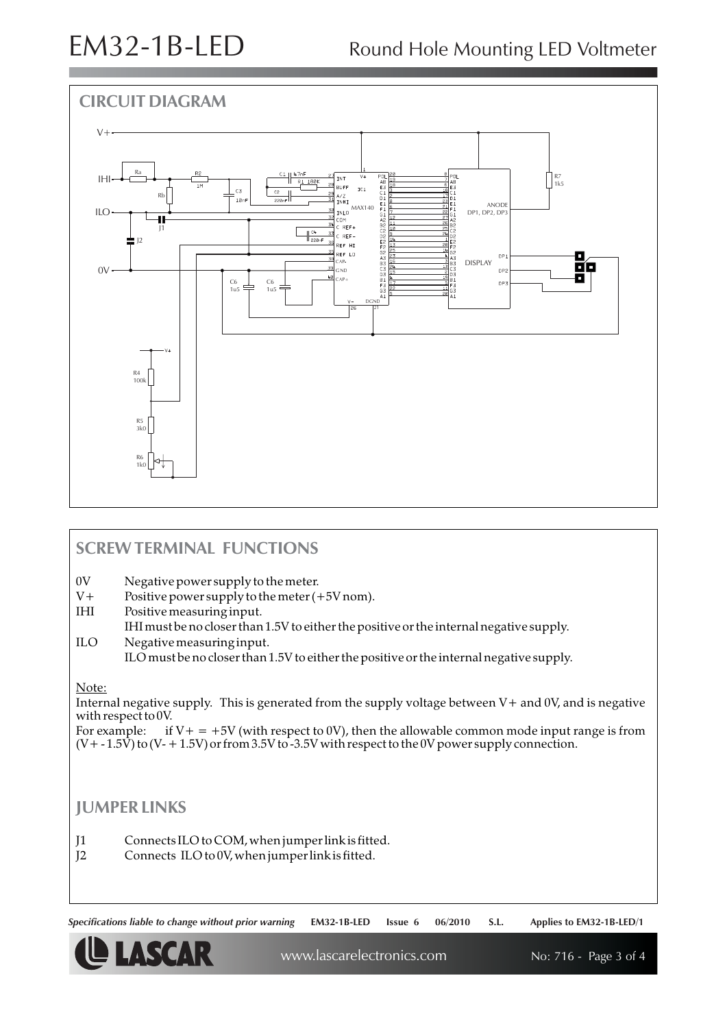# EM32-1B-LED

Round Hole Mounting LED Voltmeter

## CIRCUIT DIAGRAM

## SCREW TERMINAL FUNCTIONS

0V Negative power supply to the meter.

V+ Positive power supply to the meter (+5V nom).

IHI Positive measuring input.
IHI must be no closer than 1.5V to either the positive or the internal negative supply.

ILO Negative measuring input.
ILO must be no closer than 1.5V to either the positive or the internal negative supply.

Note:

Internal negative supply. This is generated from the supply voltage between V+ and 0V, and is negative with respect to 0V.

For example: if V+ = +5V (with respect to 0V), then the allowable common mode input range is from (V+ - 1.5V) to (V- + 1.5V) or from 3.5V to -3.5V with respect to the 0V power supply connection.

## JUMPER LINKS

J1 Connects ILO to COM, when jumper link is fitted.

J2 Connects ILO to 0V, when jumper link is fitted.

*Specifications liable to change without prior warning* **EM32-1B-LED Issue 6 06/2010 S.L. Applies to EM32-1B-LED/1**

www.lascarelectronics.com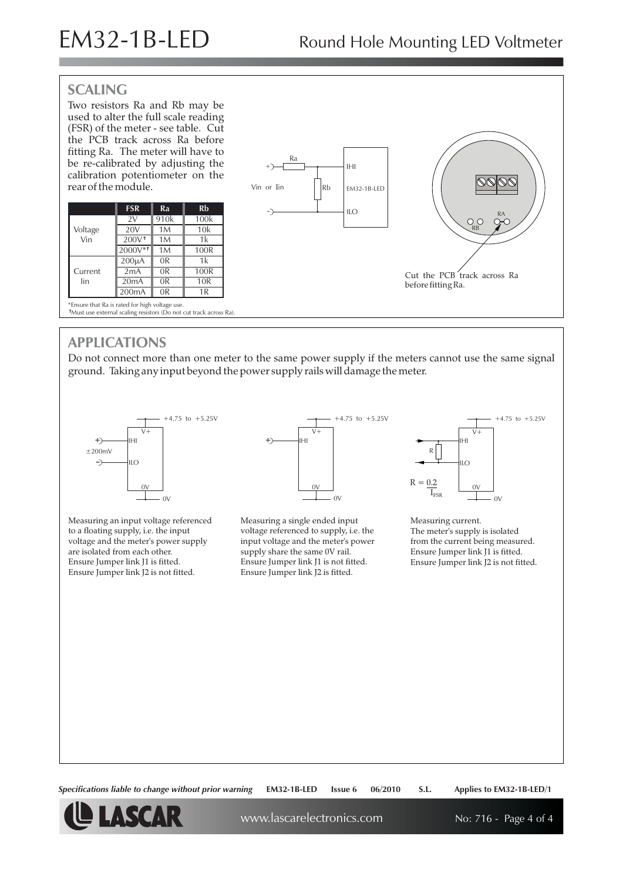# EM32-1B-LED

Round Hole Mounting LED Voltmeter

## SCALING

Two resistors Ra and Rb may be used to alter the full scale reading (FSR) of the meter - see table. Cut the PCB track across Ra before fitting Ra. The meter will have to be re-calibrated by adjusting the calibration potentiometer on the rear of the module.

| | FSR | Ra | Rb |
|---|---|---|---|
| Voltage Vin | 2V | 910k | 100k |
| | 20V | 1M | 10k |
| | 200V† | 1M | 1k |
| | 2000V*† | 1M | 100R |
| Current Iin | 200μA | 0R | 1k |
| | 2mA | 0R | 100R |
| | 20mA | 0R | 10R |
| | 200mA | 0R | 1R |

*Ensure that Ra is rated for high voltage use.
†Must use external scaling resistors (Do not cut track across Ra).

Ra
IHI
Vin or Iin
Rb
EM32-1B-LED
ILO
RA
RB

Cut the PCB track across Ra before fitting Ra.

## APPLICATIONS

Do not connect more than one meter to the same power supply if the meters cannot use the same signal ground. Taking any input beyond the power supply rails will damage the meter.

+4.75 to +5.25V
V+
IHI
±200mV
ILO
0V
0V

Measuring an input voltage referenced to a floating supply, i.e. the input voltage and the meter's power supply are isolated from each other.
Ensure Jumper link J1 is fitted.
Ensure Jumper link J2 is not fitted.

+4.75 to +5.25V
V+
IHI
0V
0V

Measuring a single ended input voltage referenced to supply, i.e. the input voltage and the meter's power supply share the same 0V rail.
Ensure Jumper link J1 is not fitted.
Ensure Jumper link J2 is fitted.

+4.75 to +5.25V
V+
IHI
R
ILO
$R = \frac{0.2}{I_{FSR}}$
0V
0V

Measuring current.
The meter's supply is isolated from the current being measured.
Ensure Jumper link J1 is fitted.
Ensure Jumper link J2 is not fitted.

*Specifications liable to change without prior warning* **EM32-1B-LED** **Issue 6** **06/2010** **S.L.** **Applies to EM32-1B-LED/1**

www.lascarelectronics.com